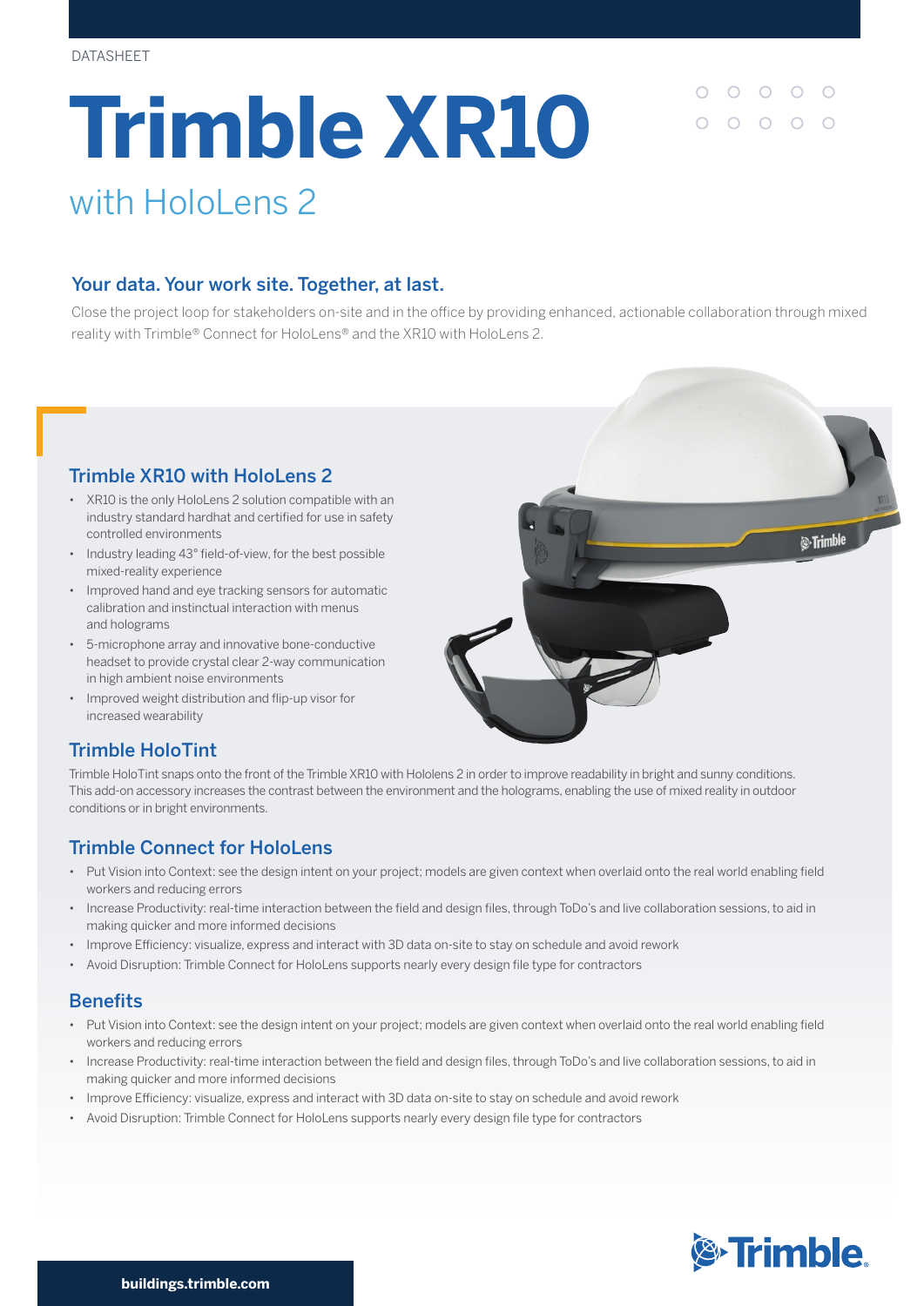DATASHEET

# Trimble XR10

## with HoloLens 2

### Your data. Your work site. Together, at last.

Close the project loop for stakeholders on-site and in the office by providing enhanced, actionable collaboration through mixed reality with Trimble® Connect for HoloLens® and the XR10 with HoloLens 2.

### Trimble XR10 with HoloLens 2

- XR10 is the only HoloLens 2 solution compatible with an industry standard hardhat and certified for use in safety controlled environments
- Industry leading 43° field-of-view, for the best possible mixed-reality experience
- Improved hand and eye tracking sensors for automatic calibration and instinctual interaction with menus and holograms
- 5-microphone array and innovative bone-conductive headset to provide crystal clear 2-way communication in high ambient noise environments
- Improved weight distribution and flip-up visor for increased wearability

### Trimble HoloTint

Trimble HoloTint snaps onto the front of the Trimble XR10 with Hololens 2 in order to improve readability in bright and sunny conditions. This add-on accessory increases the contrast between the environment and the holograms, enabling the use of mixed reality in outdoor conditions or in bright environments.

### Trimble Connect for HoloLens

- Put Vision into Context: see the design intent on your project; models are given context when overlaid onto the real world enabling field workers and reducing errors
- Increase Productivity: real-time interaction between the field and design files, through ToDo's and live collaboration sessions, to aid in making quicker and more informed decisions
- Improve Efficiency: visualize, express and interact with 3D data on-site to stay on schedule and avoid rework
- Avoid Disruption: Trimble Connect for HoloLens supports nearly every design file type for contractors

### Benefits

- Put Vision into Context: see the design intent on your project; models are given context when overlaid onto the real world enabling field workers and reducing errors
- Increase Productivity: real-time interaction between the field and design files, through ToDo's and live collaboration sessions, to aid in making quicker and more informed decisions
- Improve Efficiency: visualize, express and interact with 3D data on-site to stay on schedule and avoid rework
- Avoid Disruption: Trimble Connect for HoloLens supports nearly every design file type for contractors

**buildings.trimble.com**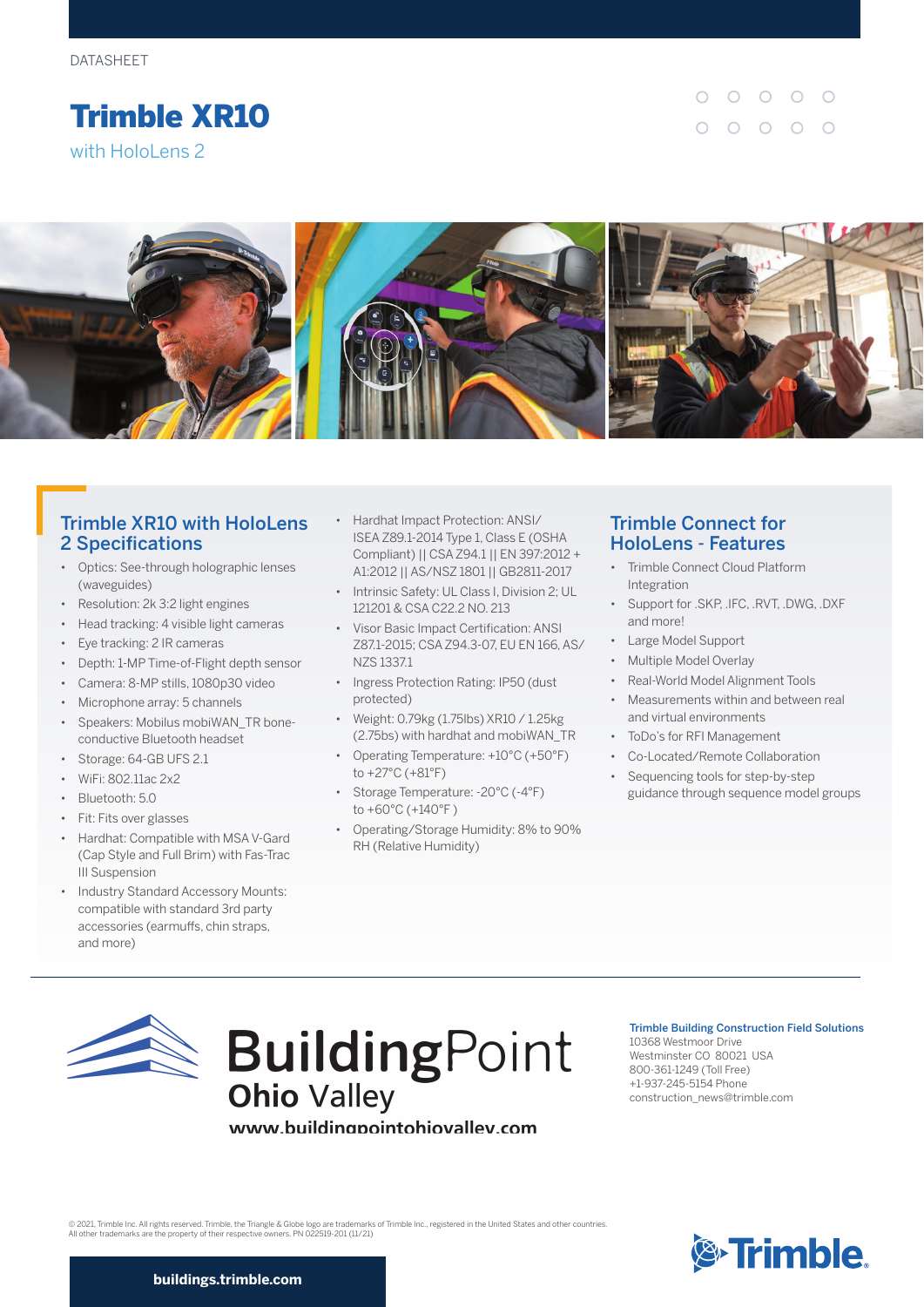DATASHEET

# Trimble XR10

with HoloLens 2

## Trimble XR10 with HoloLens 2 Specifications

- Optics: See-through holographic lenses (waveguides)
- Resolution: 2k 3:2 light engines
- Head tracking: 4 visible light cameras
- Eye tracking: 2 IR cameras
- Depth: 1-MP Time-of-Flight depth sensor
- Camera: 8-MP stills, 1080p30 video
- Microphone array: 5 channels
- Speakers: Mobilus mobiWAN_TR bone-conductive Bluetooth headset
- Storage: 64-GB UFS 2.1
- WiFi: 802.11ac 2x2
- Bluetooth: 5.0
- Fit: Fits over glasses
- Hardhat: Compatible with MSA V-Gard (Cap Style and Full Brim) with Fas-Trac III Suspension
- Industry Standard Accessory Mounts: compatible with standard 3rd party accessories (earmuffs, chin straps, and more)
- Hardhat Impact Protection: ANSI/ ISEA Z89.1-2014 Type 1, Class E (OSHA Compliant) || CSA Z94.1 || EN 397:2012 + A1:2012 || AS/NSZ 1801 || GB2811-2017
- Intrinsic Safety: UL Class I, Division 2; UL 121201 & CSA C22.2 NO. 213
- Visor Basic Impact Certification: ANSI Z87.1-2015; CSA Z94.3-07, EU EN 166, AS/ NZS 1337.1
- Ingress Protection Rating: IP50 (dust protected)
- Weight: 0.79kg (1.75lbs) XR10 / 1.25kg (2.75bs) with hardhat and mobiWAN_TR
- Operating Temperature: +10°C (+50°F) to +27°C (+81°F)
- Storage Temperature: -20°C (-4°F) to +60°C (+140°F )
- Operating/Storage Humidity: 8% to 90% RH (Relative Humidity)

## Trimble Connect for HoloLens - Features

- Trimble Connect Cloud Platform Integration
- Support for .SKP, .IFC, .RVT, .DWG, .DXF and more!
- Large Model Support
- Multiple Model Overlay
- Real-World Model Alignment Tools
- Measurements within and between real and virtual environments
- ToDo's for RFI Management
- Co-Located/Remote Collaboration
- Sequencing tools for step-by-step guidance through sequence model groups

BuildingPoint Ohio Valley

www.buildingpointohiovalley.com

**Trimble Building Construction Field Solutions**
10368 Westmoor Drive
Westminster CO 80021 USA
800-361-1249 (Toll Free)
+1-937-245-5154 Phone
construction_news@trimble.com

© 2021, Trimble Inc. All rights reserved. Trimble, the Triangle & Globe logo are trademarks of Trimble Inc., registered in the United States and other countries. All other trademarks are the property of their respective owners. PN 022519-201 (11/21)

Trimble.

**buildings.trimble.com**